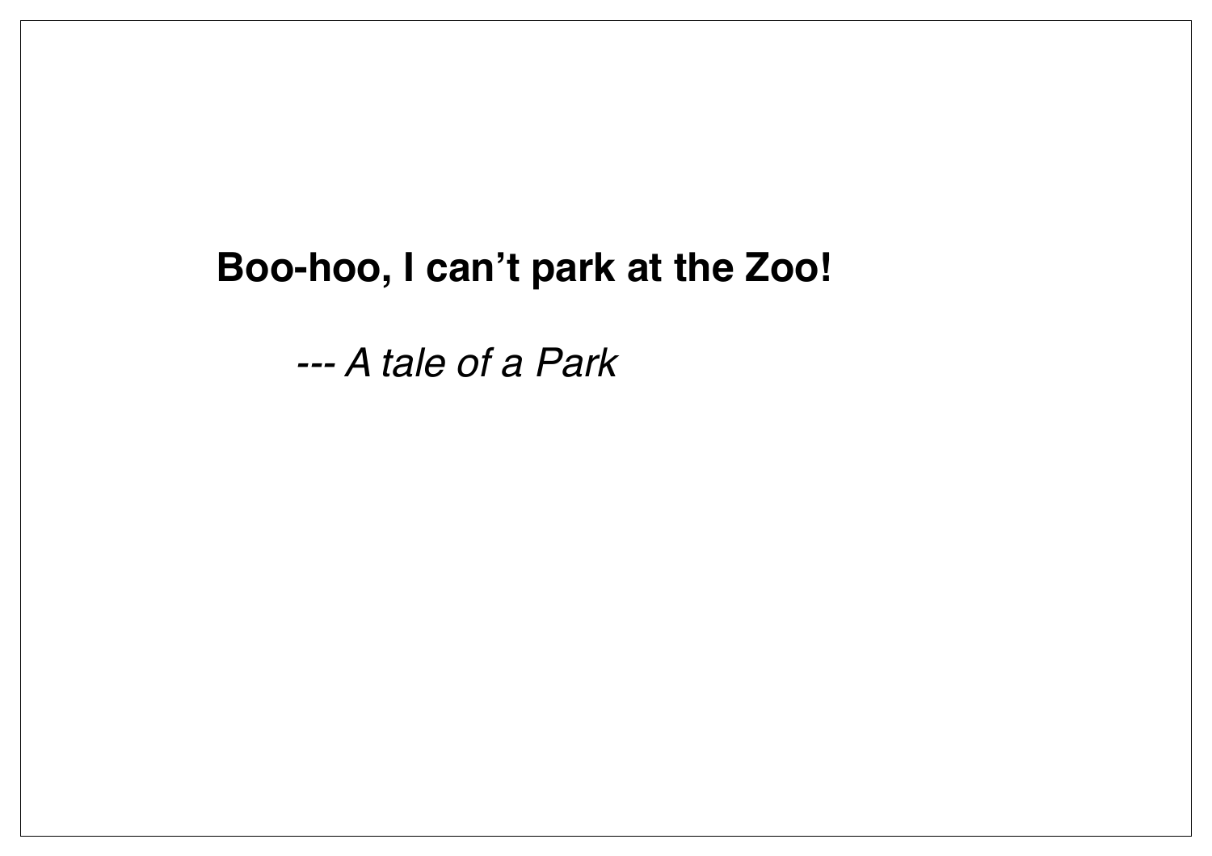**Boo-hoo, I can’t park at the Zoo!**

*--- A tale of a Park*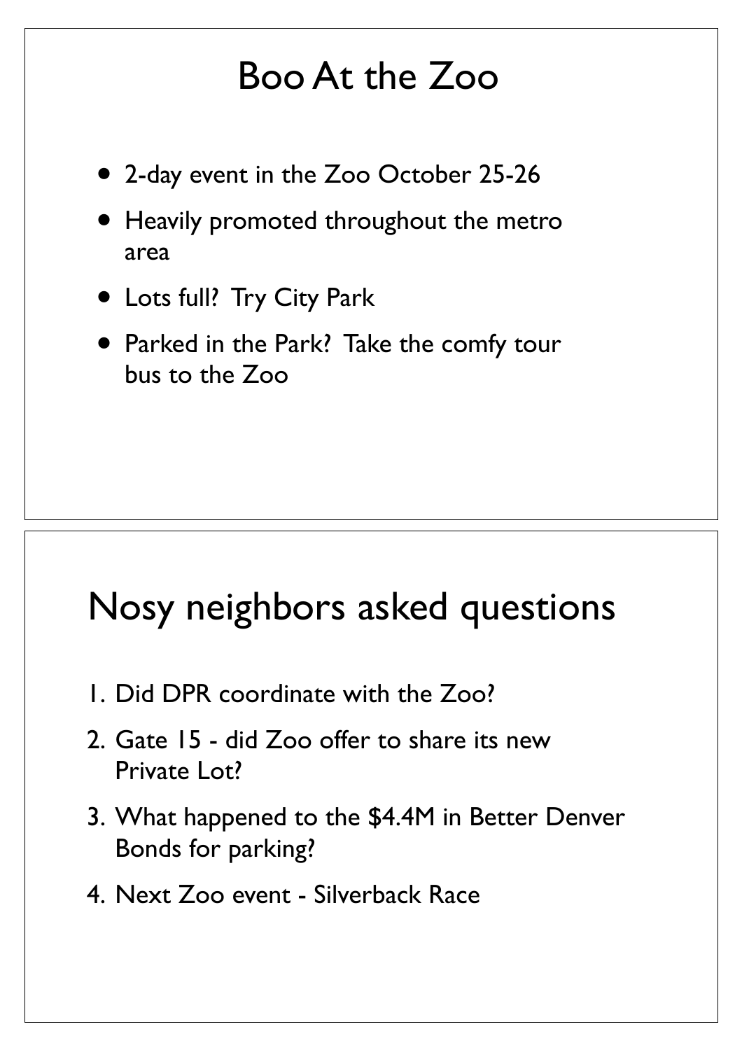# Boo At the Zoo

- 2-day event in the Zoo October 25-26
- Heavily promoted throughout the metro area
- Lots full? Try City Park
- Parked in the Park? Take the comfy tour bus to the Zoo

# Nosy neighbors asked questions

1. Did DPR coordinate with the Zoo?
2. Gate 15 - did Zoo offer to share its new Private Lot?
3. What happened to the $4.4M in Better Denver Bonds for parking?
4. Next Zoo event - Silverback Race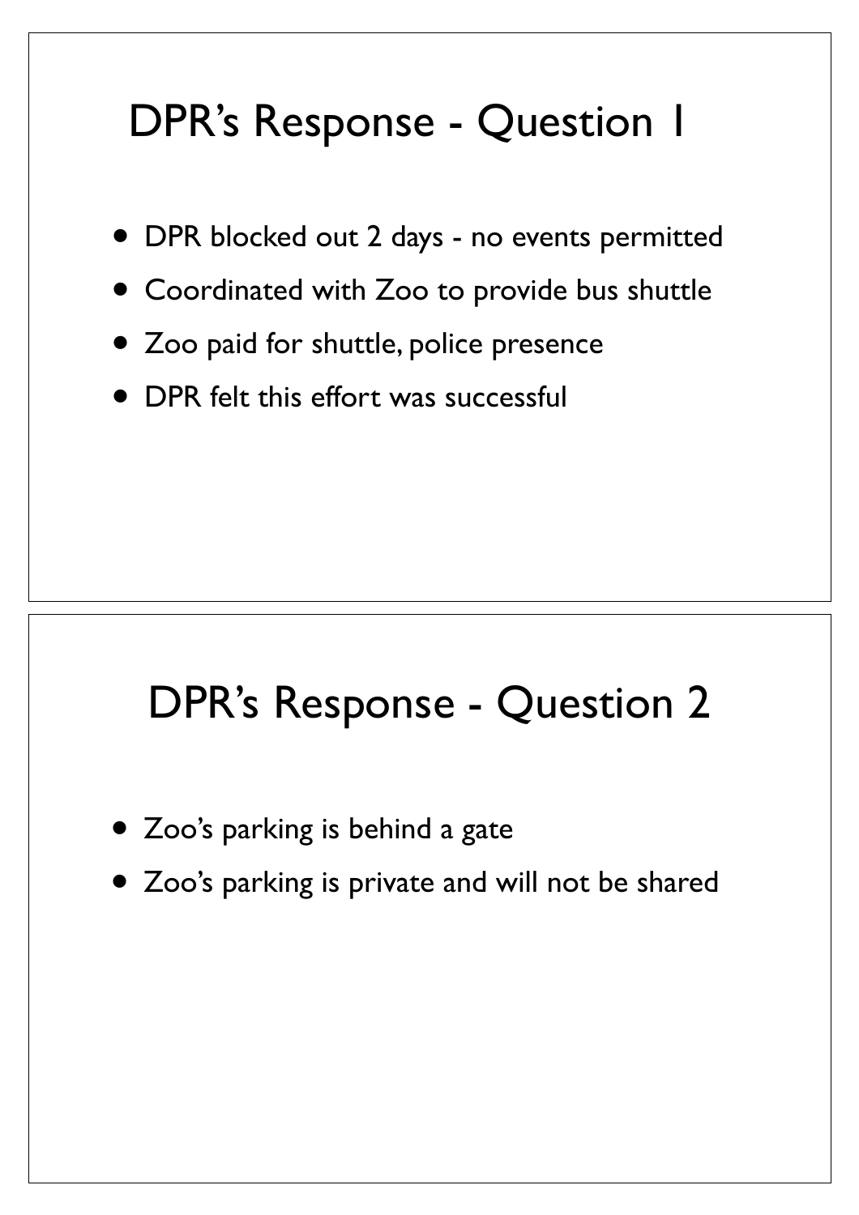# DPR's Response - Question 1

- DPR blocked out 2 days - no events permitted
- Coordinated with Zoo to provide bus shuttle
- Zoo paid for shuttle, police presence
- DPR felt this effort was successful

# DPR's Response - Question 2

- Zoo's parking is behind a gate
- Zoo's parking is private and will not be shared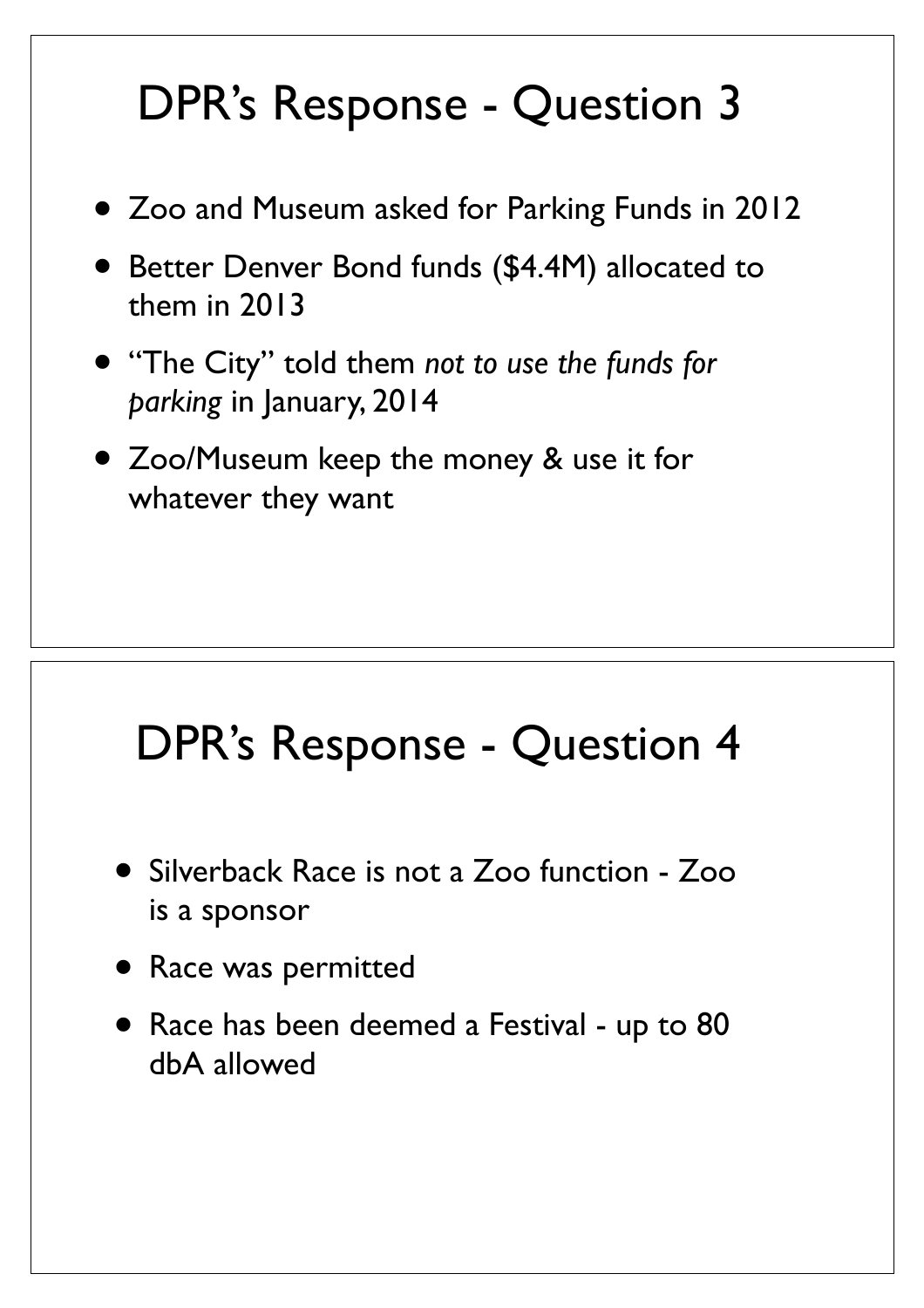# DPR's Response - Question 3

- Zoo and Museum asked for Parking Funds in 2012
- Better Denver Bond funds ($4.4M) allocated to them in 2013
- "The City" told them *not to use the funds for parking* in January, 2014
- Zoo/Museum keep the money & use it for whatever they want

# DPR's Response - Question 4

- Silverback Race is not a Zoo function - Zoo is a sponsor
- Race was permitted
- Race has been deemed a Festival - up to 80 dbA allowed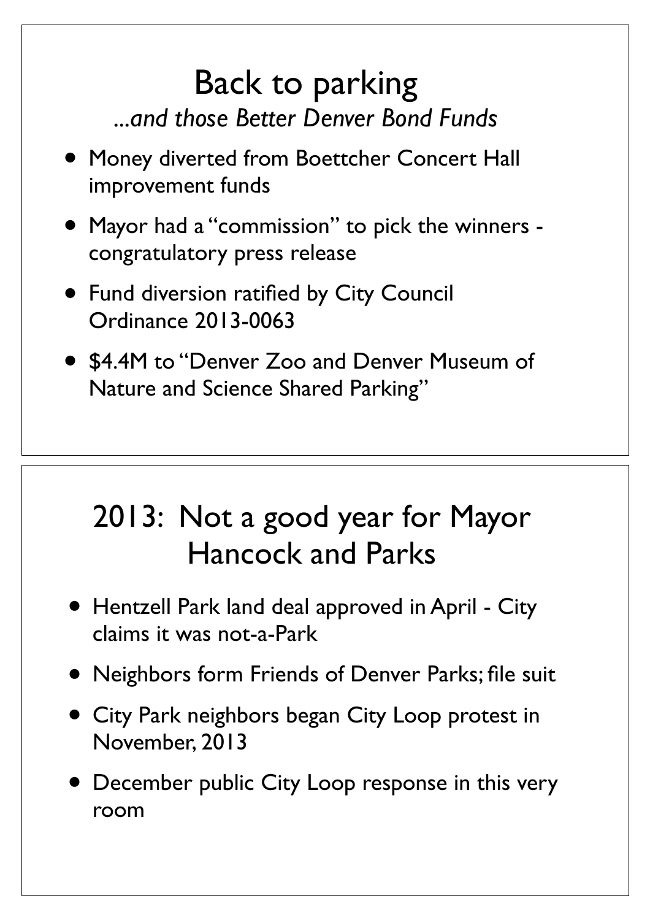# Back to parking

*...and those Better Denver Bond Funds*

- Money diverted from Boettcher Concert Hall improvement funds
- Mayor had a "commission" to pick the winners - congratulatory press release
- Fund diversion ratified by City Council Ordinance 2013-0063
- $4.4M to "Denver Zoo and Denver Museum of Nature and Science Shared Parking"

# 2013: Not a good year for Mayor Hancock and Parks

- Hentzell Park land deal approved in April - City claims it was not-a-Park
- Neighbors form Friends of Denver Parks; file suit
- City Park neighbors began City Loop protest in November, 2013
- December public City Loop response in this very room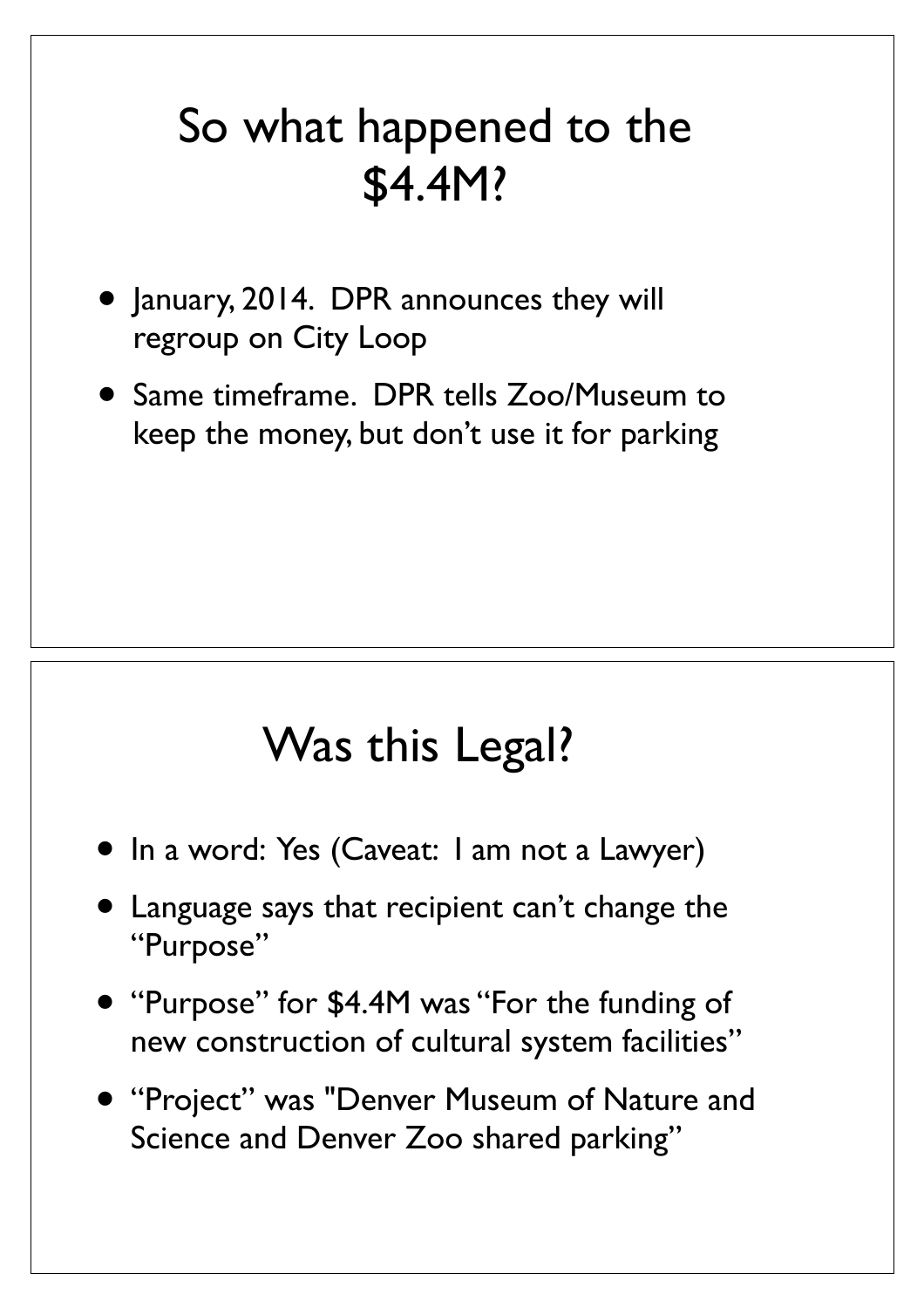# So what happened to the $4.4M?

- January, 2014. DPR announces they will regroup on City Loop
- Same timeframe. DPR tells Zoo/Museum to keep the money, but don't use it for parking

# Was this Legal?

- In a word: Yes (Caveat: I am not a Lawyer)
- Language says that recipient can't change the "Purpose"
- "Purpose" for $4.4M was "For the funding of new construction of cultural system facilities"
- "Project" was "Denver Museum of Nature and Science and Denver Zoo shared parking"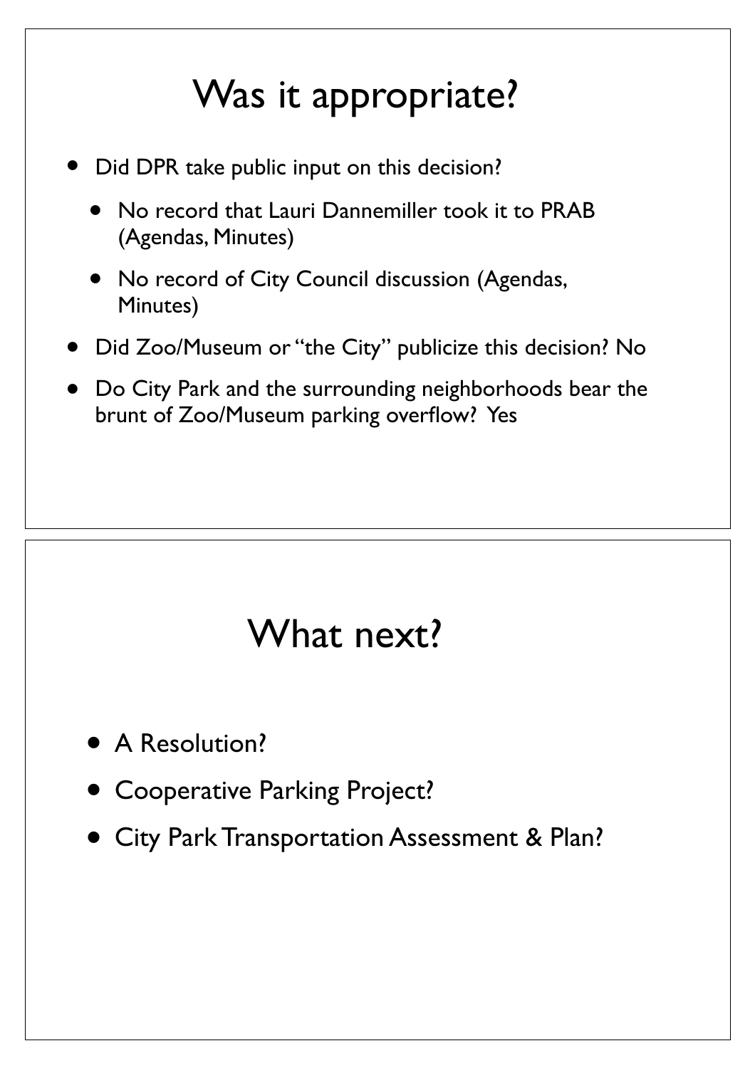# Was it appropriate?

- Did DPR take public input on this decision?
  - No record that Lauri Dannemiller took it to PRAB (Agendas, Minutes)
  - No record of City Council discussion (Agendas, Minutes)
- Did Zoo/Museum or "the City" publicize this decision? No
- Do City Park and the surrounding neighborhoods bear the brunt of Zoo/Museum parking overflow? Yes

# What next?

- A Resolution?
- Cooperative Parking Project?
- City Park Transportation Assessment & Plan?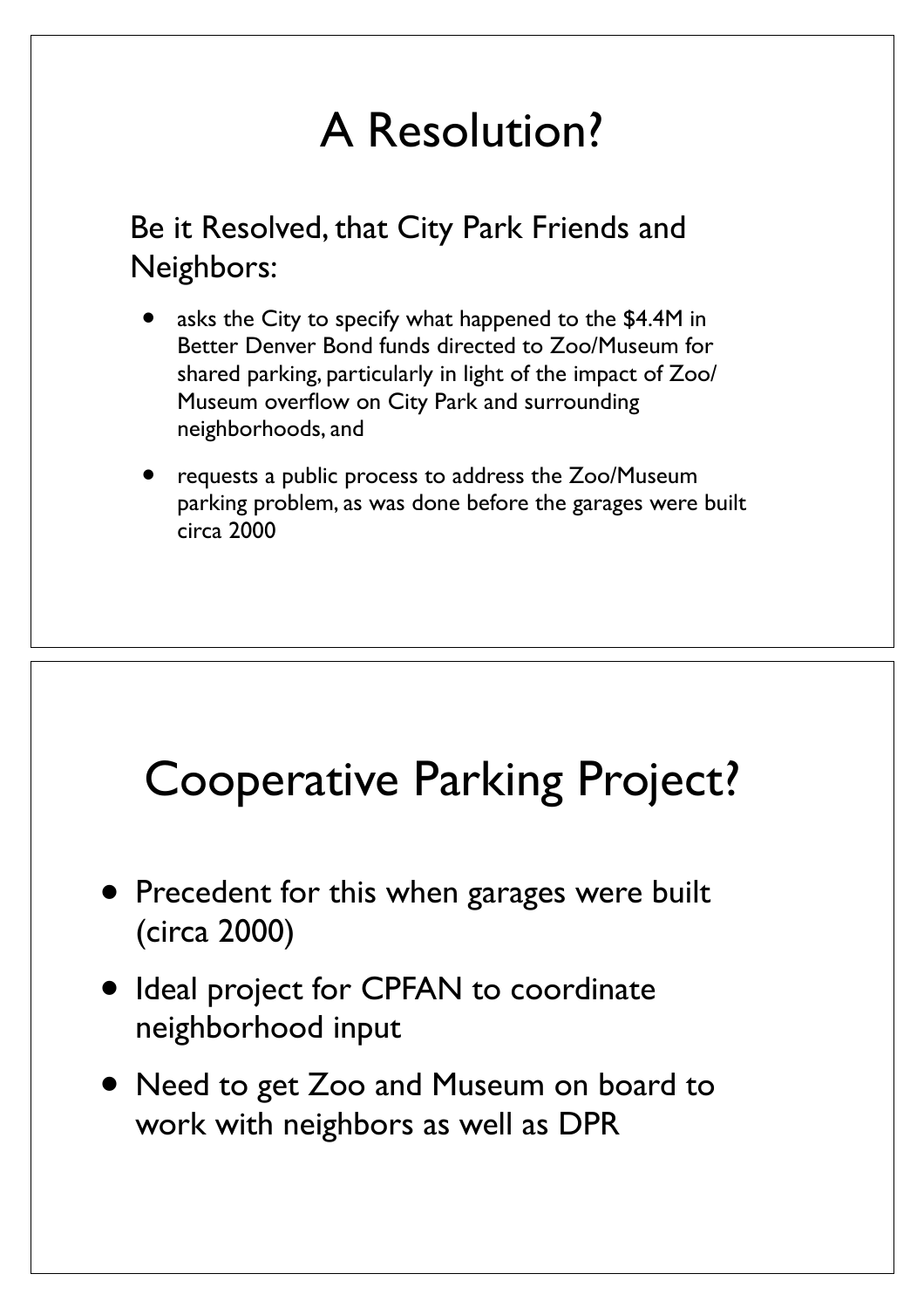# A Resolution?

Be it Resolved, that City Park Friends and Neighbors:

- asks the City to specify what happened to the $4.4M in Better Denver Bond funds directed to Zoo/Museum for shared parking, particularly in light of the impact of Zoo/Museum overflow on City Park and surrounding neighborhoods, and
- requests a public process to address the Zoo/Museum parking problem, as was done before the garages were built circa 2000

# Cooperative Parking Project?

- Precedent for this when garages were built (circa 2000)
- Ideal project for CPFAN to coordinate neighborhood input
- Need to get Zoo and Museum on board to work with neighbors as well as DPR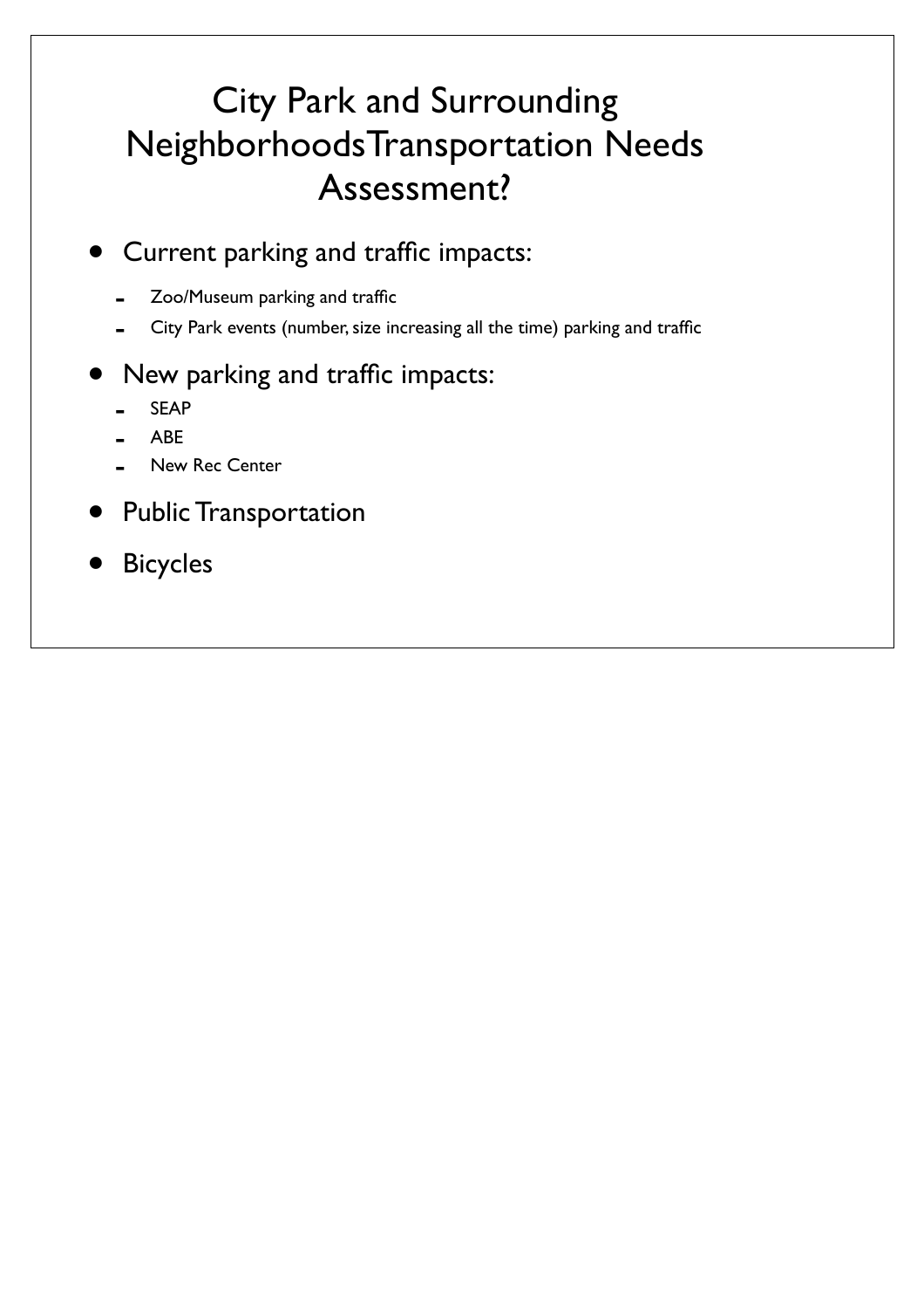# City Park and Surrounding NeighborhoodsTransportation Needs Assessment?

- Current parking and traffic impacts:
  - Zoo/Museum parking and traffic
  - City Park events (number, size increasing all the time) parking and traffic
- New parking and traffic impacts:
  - SEAP
  - ABE
  - New Rec Center
- Public Transportation
- Bicycles